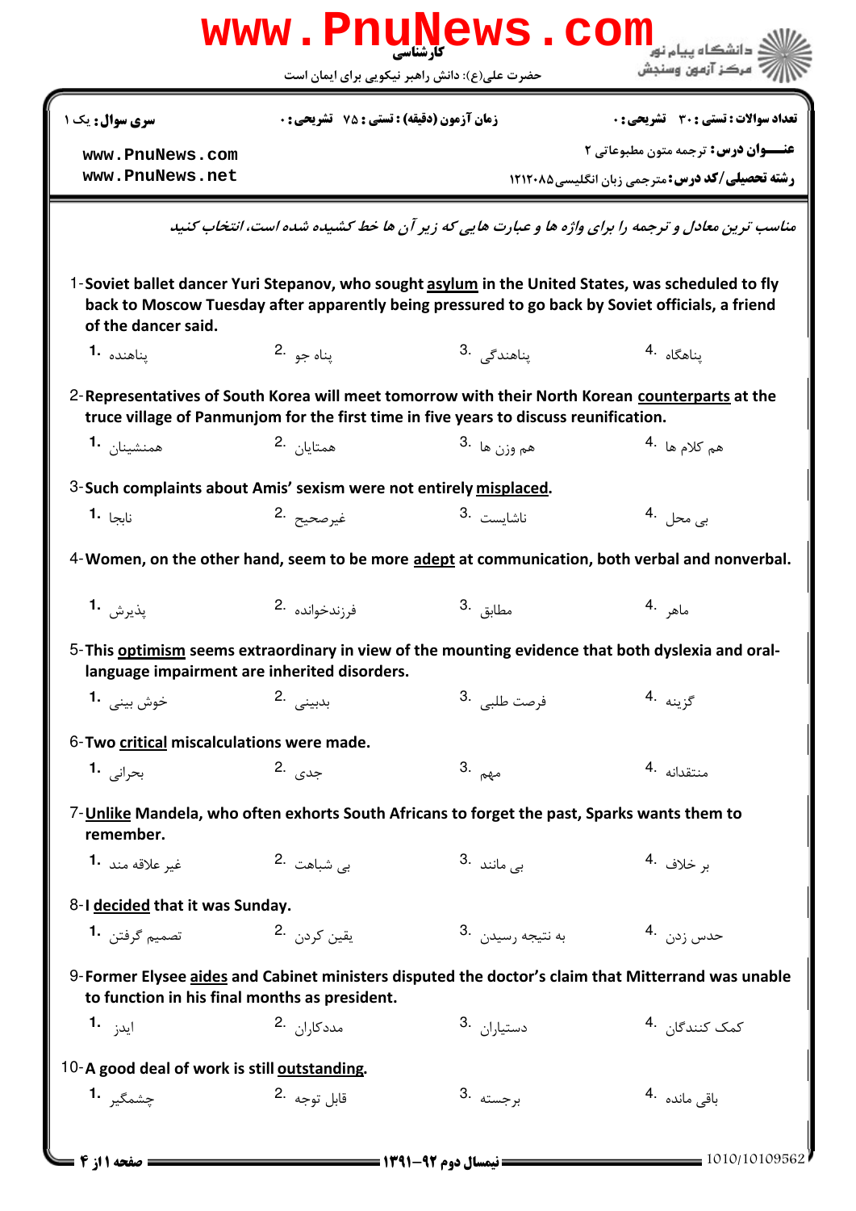www.PnuNews.com

کارشناسی

حضرت علی(ع): دانش راهبر نیکویی برای ایمان است

دانشگاه پیام نور
مرکز آزمون وسنجش

| سری سوال: یک ۱ | زمان آزمون (دقیقه) : تستی : ۷۵ تشریحی : ۰ | تعداد سوالات : تستی : ۳۰ تشریحی : ۰ |
| --- | --- | --- |
| www.PnuNews.com www.PnuNews.net | | عنـــوان درس: ترجمه متون مطبوعاتی ۲ |
| | | رشته تحصیلی/کد درس: مترجمی زبان انگلیسی ۱۲۱۲۰۸۵ |

*مناسب ترین معادل و ترجمه را برای واژه ها و عبارت هایی که زیر آن ها خط کشیده شده است، انتخاب کنید*

1-Soviet ballet dancer Yuri Stepanov, who sought <u>asylum</u> in the United States, was scheduled to fly back to Moscow Tuesday after apparently being pressured to go back by Soviet officials, a friend of the dancer said.

1. پناهنده
2. پناه جو
3. پناهندگی
4. پناهگاه

2-Representatives of South Korea will meet tomorrow with their North Korean <u>counterparts</u> at the truce village of Panmunjom for the first time in five years to discuss reunification.

1. همنشینان
2. همتایان
3. هم وزن ها
4. هم کلام ها

3-Such complaints about Amis' sexism were not entirely <u>misplaced</u>.

1. نابجا
2. غیرصحیح
3. ناشایست
4. بی محل

4-Women, on the other hand, seem to be more <u>adept</u> at communication, both verbal and nonverbal.

1. پذیرش
2. فرزندخوانده
3. مطابق
4. ماهر

5-This <u>optimism</u> seems extraordinary in view of the mounting evidence that both dyslexia and oral-language impairment are inherited disorders.

1. خوش بینی
2. بدبینی
3. فرصت طلبی
4. گزینه

6-Two <u>critical</u> miscalculations were made.

1. بحرانی
2. جدی
3. مهم
4. منتقدانه

7-<u>Unlike</u> Mandela, who often exhorts South Africans to forget the past, Sparks wants them to remember.

1. غیر علاقه مند
2. بی شباهت
3. بی مانند
4. بر خلاف

8-I <u>decided</u> that it was Sunday.

1. تصمیم گرفتن
2. یقین کردن
3. به نتیجه رسیدن
4. حدس زدن

9-Former Elysee <u>aides</u> and Cabinet ministers disputed the doctor's claim that Mitterrand was unable to function in his final months as president.

1. ایدز
2. مددکاران
3. دستیاران
4. کمک کنندگان

10-A good deal of work is still <u>outstanding</u>.

1. چشمگیر
2. قابل توجه
3. برجسته
4. باقی مانده

نیمسال دوم ۹۲-۱۳۹۱

1010/10109562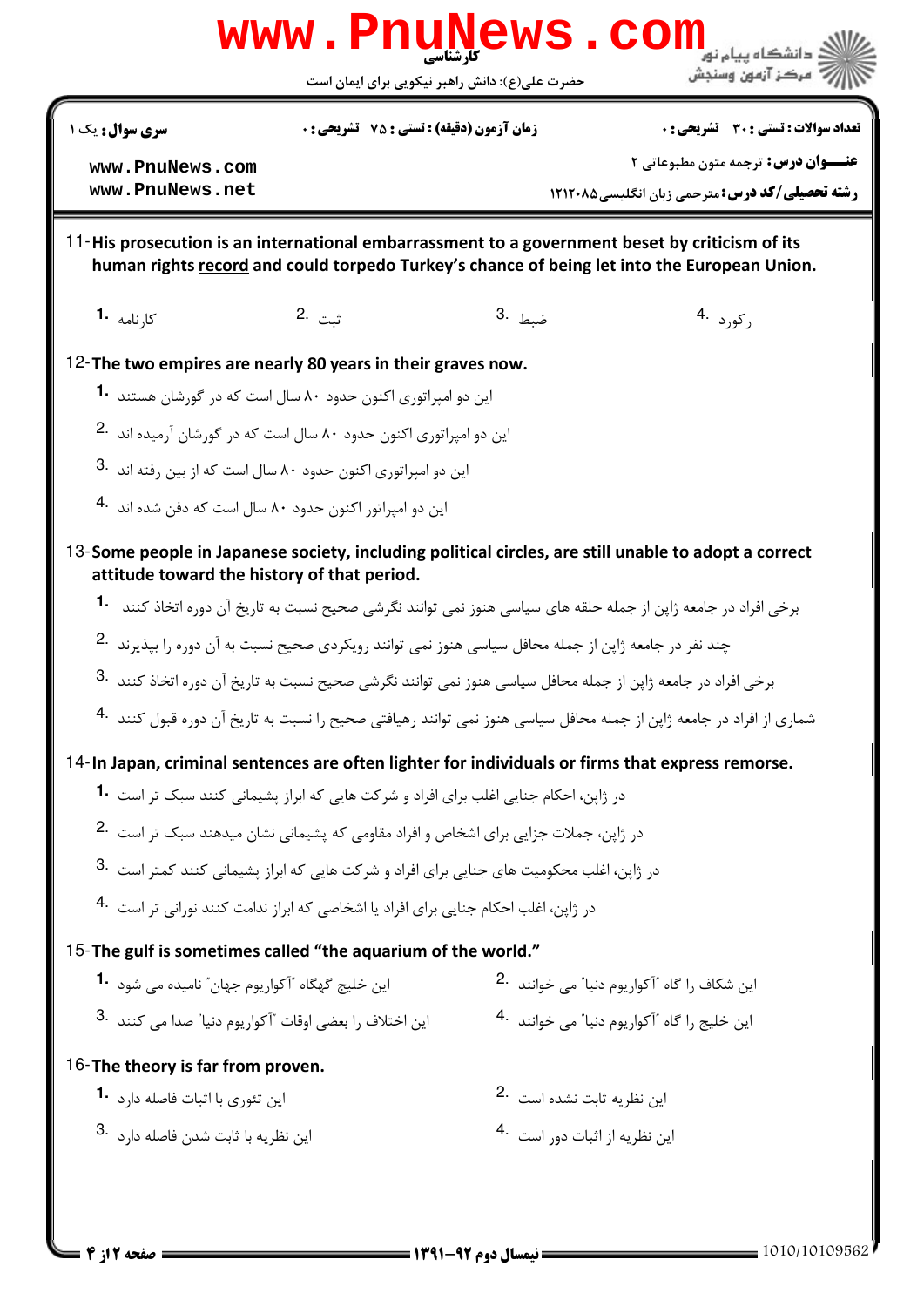11-His prosecution is an international embarrassment to a government beset by criticism of its human rights record and could torpedo Turkey's chance of being let into the European Union.

1. کارنامه
2. ثبت
3. ضبط
4. رکورد

12-The two empires are nearly 80 years in their graves now.

1. این دو امپراتوری اکنون حدود ۸۰ سال است که در گورشان هستند
2. این دو امپراتوری اکنون حدود ۸۰ سال است که در گورشان آرمیده اند
3. این دو امپراتوری اکنون حدود ۸۰ سال است که از بین رفته اند
4. این دو امپراتور اکنون حدود ۸۰ سال است که دفن شده اند

13-Some people in Japanese society, including political circles, are still unable to adopt a correct attitude toward the history of that period.

1. برخی افراد در جامعه ژاپن از جمله حلقه های سیاسی هنوز نمی توانند نگرشی صحیح نسبت به تاریخ آن دوره اتخاذ کنند
2. چند نفر در جامعه ژاپن از جمله محافل سیاسی هنوز نمی توانند رویکردی صحیح نسبت به آن دوره را بپذیرند
3. برخی افراد در جامعه ژاپن از جمله محافل سیاسی هنوز نمی توانند نگرشی صحیح نسبت به تاریخ آن دوره اتخاذ کنند
4. شماری از افراد در جامعه ژاپن از جمله محافل سیاسی هنوز نمی توانند رهیافتی صحیح را نسبت به تاریخ آن دوره قبول کنند

14-In Japan, criminal sentences are often lighter for individuals or firms that express remorse.

1. در ژاپن، احکام جنایی اغلب برای افراد و شرکت هایی که ابراز پشیمانی کنند سبک تر است
2. در ژاپن، جملات جزایی برای اشخاص و افراد مقاومی که پشیمانی نشان میدهند سبک تر است
3. در ژاپن، اغلب محکومیت های جنایی برای افراد و شرکت هایی که ابراز پشیمانی کنند کمتر است
4. در ژاپن، اغلب احکام جنایی برای افراد یا اشخاصی که ابراز ندامت کنند نورانی تر است

15-The gulf is sometimes called "the aquarium of the world."

1. این خلیج گهگاه "آکواریوم جهان" نامیده می شود
2. این شکاف را گاه "آکواریوم دنیا" می خوانند
3. این اختلاف را بعضی اوقات "آکواریوم دنیا" صدا می کنند
4. این خلیج را گاه "آکواریوم دنیا" می خوانند

16-The theory is far from proven.

1. این تئوری با اثبات فاصله دارد
2. این نظریه ثابت نشده است
3. این نظریه با ثابت شدن فاصله دارد
4. این نظریه از اثبات دور است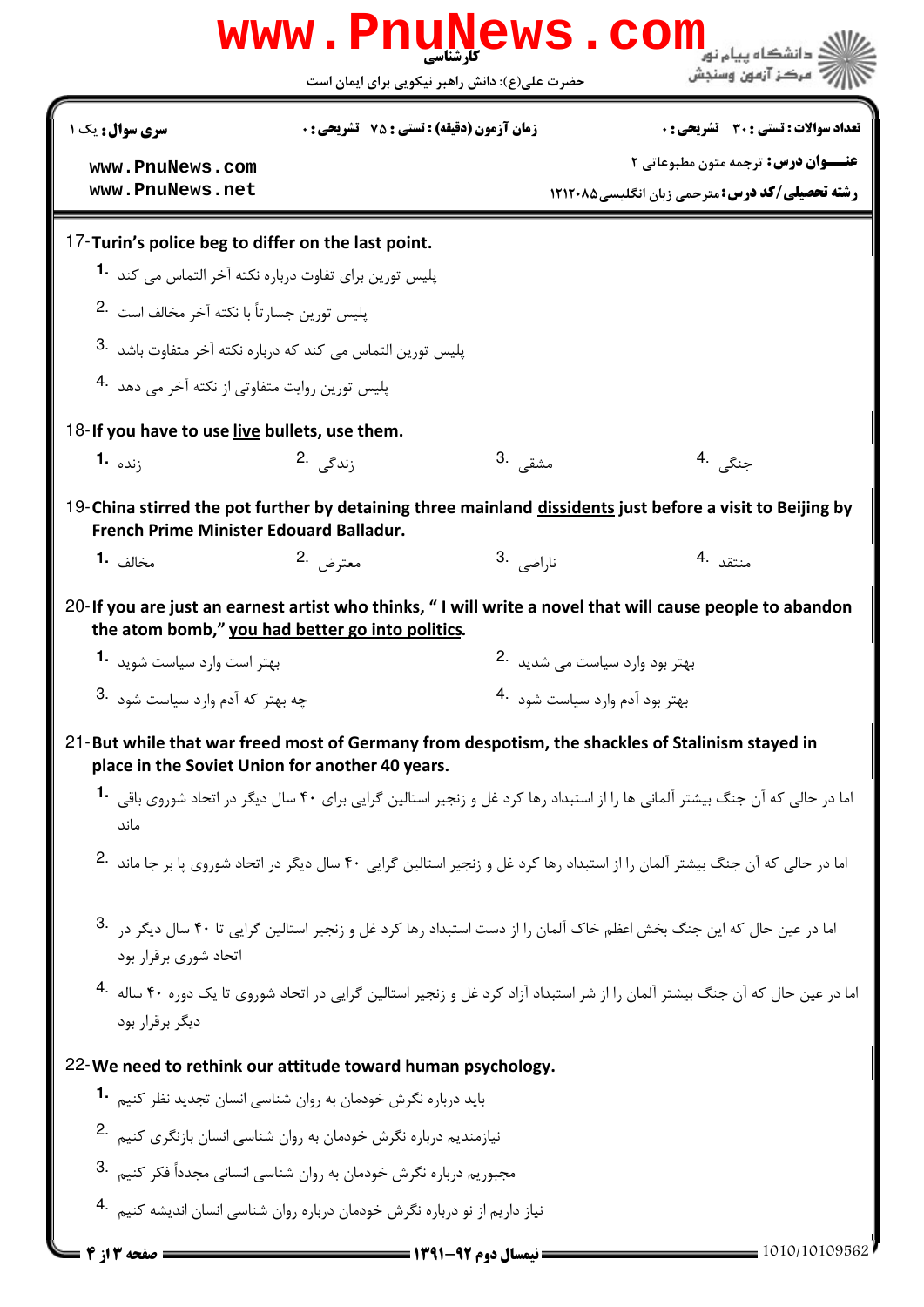17-**Turin's police beg to differ on the last point.**

1. پلیس تورین برای تفاوت درباره نکته آخر التماس می کند
2. پلیس تورین جسارتاً با نکته آخر مخالف است
3. پلیس تورین التماس می کند که درباره نکته آخر متفاوت باشد
4. پلیس تورین روایت متفاوتی از نکته آخر می دهد

18-**If you have to use live bullets, use them.**

1. زنده
2. زندگی
3. مشقی
4. جنگی

19-**China stirred the pot further by detaining three mainland dissidents just before a visit to Beijing by French Prime Minister Edouard Balladur.**

1. مخالف
2. معترض
3. ناراضی
4. منتقد

20-**If you are just an earnest artist who thinks, " I will write a novel that will cause people to abandon the atom bomb," you had better go into politics.**

1. بهتر است وارد سیاست شوید
2. بهتر بود وارد سیاست می شدید
3. چه بهتر که آدم وارد سیاست شود
4. بهتر بود آدم وارد سیاست شود

21-**But while that war freed most of Germany from despotism, the shackles of Stalinism stayed in place in the Soviet Union for another 40 years.**

1. اما در حالی که آن جنگ بیشتر آلمانی ها را از استبداد رها کرد غل و زنجیر استالین گرایی برای ۴۰ سال دیگر در اتحاد شوروی باقی ماند
2. اما در حالی که آن جنگ بیشتر آلمان را از استبداد رها کرد غل و زنجیر استالین گرایی ۴۰ سال دیگر در اتحاد شوروی پا بر جا ماند
3. اما در عین حال که این جنگ بخش اعظم خاک آلمان را از دست استبداد رها کرد غل و زنجیر استالین گرایی تا ۴۰ سال دیگر در اتحاد شوری برقرار بود
4. اما در عین حال که آن جنگ بیشتر آلمان را از شر استبداد آزاد کرد غل و زنجیر استالین گرایی در اتحاد شوروی تا یک دوره ۴۰ ساله دیگر برقرار بود

22-**We need to rethink our attitude toward human psychology.**

1. باید درباره نگرش خودمان به روان شناسی انسان تجدید نظر کنیم
2. نیازمندیم درباره نگرش خودمان به روان شناسی انسان بازنگری کنیم
3. مجبوریم درباره نگرش خودمان به روان شناسی انسانی مجدداً فکر کنیم
4. نیاز داریم از نو درباره نگرش خودمان درباره روان شناسی انسان اندیشه کنیم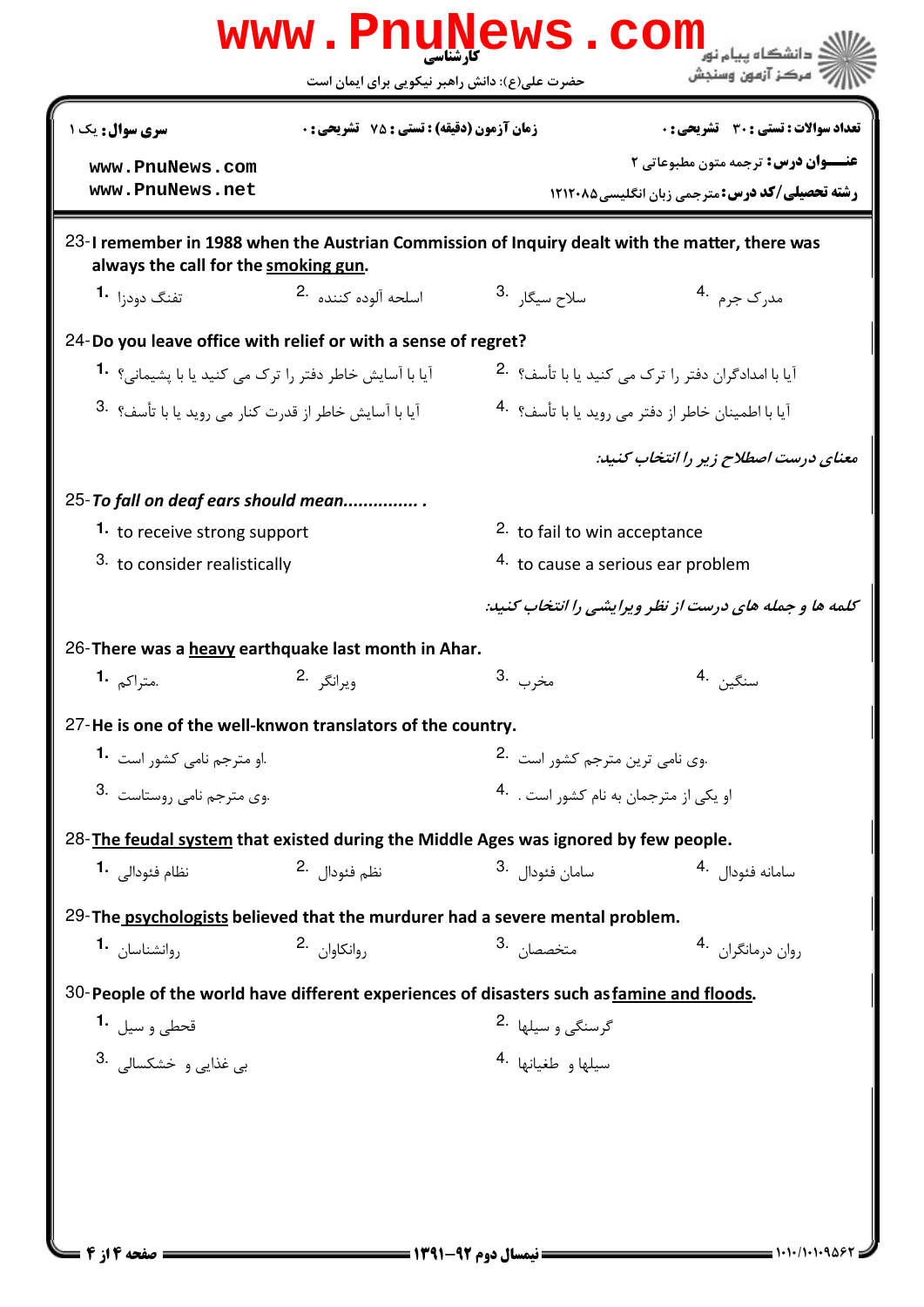23-I remember in 1988 when the Austrian Commission of Inquiry dealt with the matter, there was always the call for the smoking gun.

1. تفنگ دودزا
2. اسلحه آلوده کننده
3. سلاح سیگار
4. مدرک جرم

24-Do you leave office with relief or with a sense of regret?

1. آیا با آسایش خاطر دفتر را ترک می کنید یا با پشیمانی؟
2. آیا با امدادگران دفتر را ترک می کنید یا با تأسف؟
3. آیا با آسایش خاطر از قدرت کنار می روید یا با تأسف؟
4. آیا با اطمینان خاطر از دفتر می روید یا با تأسف؟

*معنای درست اصطلاح زیر را انتخاب کنید:*

25-*To fall on deaf ears should mean............... .*

1. to receive strong support
2. to fail to win acceptance
3. to consider realistically
4. to cause a serious ear problem

*کلمه ها و جمله های درست از نظر ویرایشی را انتخاب کنید:*

26-There was a heavy earthquake last month in Ahar.

1. متراکم.
2. ویرانگر
3. مخرب
4. سنگین

27-He is one of the well-knwon translators of the country.

1. او مترجم نامی کشور است.
2. وی نامی ترین مترجم کشور است.
3. وی مترجم نامی روستاست.
4. او یکی از مترجمان به نام کشور است .

28-The feudal system that existed during the Middle Ages was ignored by few people.

1. نظام فئودالی
2. نظم فئودال
3. سامان فئودال
4. سامانه فئودال

29-The psychologists believed that the murdurer had a severe mental problem.

1. روانشناسان
2. روانکاوان
3. متخصصان
4. روان درمانگران

30-People of the world have different experiences of disasters such as famine and floods.

1. قحطی و سیل
2. گرسنگی و سیلها
3. بی غذایی و خشکسالی
4. سیلها و طغیانها